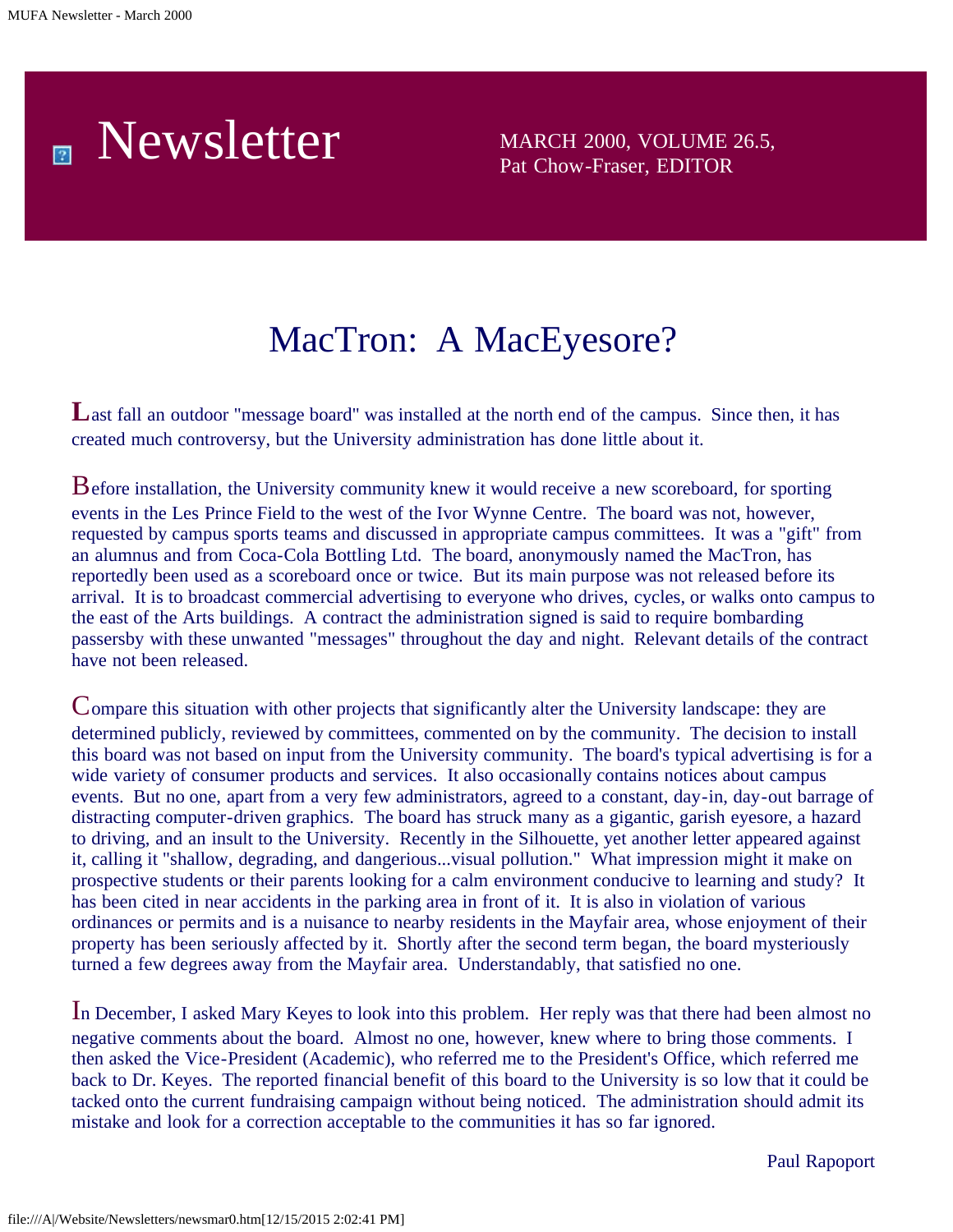# Newsletter

MARCH 2000, VOLUME 26.5,
Pat Chow-Fraser, EDITOR

## MacTron: A MacEyesore?

Last fall an outdoor "message board" was installed at the north end of the campus. Since then, it has created much controversy, but the University administration has done little about it.

Before installation, the University community knew it would receive a new scoreboard, for sporting events in the Les Prince Field to the west of the Ivor Wynne Centre. The board was not, however, requested by campus sports teams and discussed in appropriate campus committees. It was a "gift" from an alumnus and from Coca-Cola Bottling Ltd. The board, anonymously named the MacTron, has reportedly been used as a scoreboard once or twice. But its main purpose was not released before its arrival. It is to broadcast commercial advertising to everyone who drives, cycles, or walks onto campus to the east of the Arts buildings. A contract the administration signed is said to require bombarding passersby with these unwanted "messages" throughout the day and night. Relevant details of the contract have not been released.

Compare this situation with other projects that significantly alter the University landscape: they are determined publicly, reviewed by committees, commented on by the community. The decision to install this board was not based on input from the University community. The board's typical advertising is for a wide variety of consumer products and services. It also occasionally contains notices about campus events. But no one, apart from a very few administrators, agreed to a constant, day-in, day-out barrage of distracting computer-driven graphics. The board has struck many as a gigantic, garish eyesore, a hazard to driving, and an insult to the University. Recently in the Silhouette, yet another letter appeared against it, calling it "shallow, degrading, and dangerious...visual pollution." What impression might it make on prospective students or their parents looking for a calm environment conducive to learning and study? It has been cited in near accidents in the parking area in front of it. It is also in violation of various ordinances or permits and is a nuisance to nearby residents in the Mayfair area, whose enjoyment of their property has been seriously affected by it. Shortly after the second term began, the board mysteriously turned a few degrees away from the Mayfair area. Understandably, that satisfied no one.

In December, I asked Mary Keyes to look into this problem. Her reply was that there had been almost no negative comments about the board. Almost no one, however, knew where to bring those comments. I then asked the Vice-President (Academic), who referred me to the President's Office, which referred me back to Dr. Keyes. The reported financial benefit of this board to the University is so low that it could be tacked onto the current fundraising campaign without being noticed. The administration should admit its mistake and look for a correction acceptable to the communities it has so far ignored.

Paul Rapoport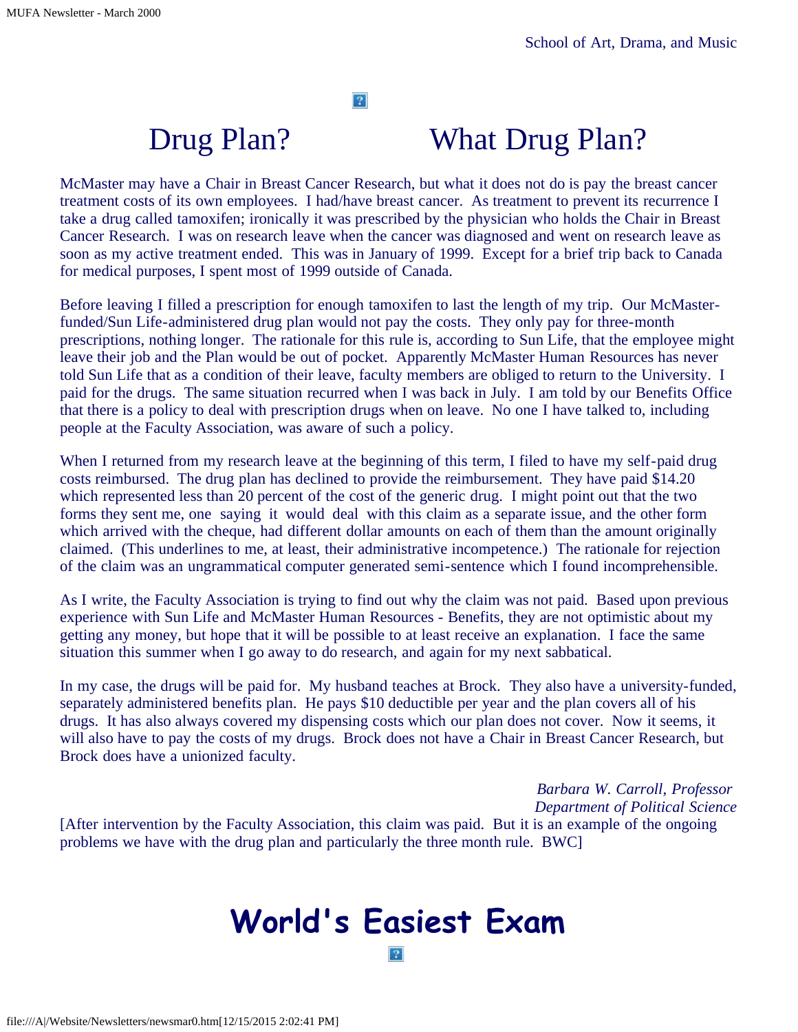School of Art, Drama, and Music

# Drug Plan? What Drug Plan?

McMaster may have a Chair in Breast Cancer Research, but what it does not do is pay the breast cancer treatment costs of its own employees. I had/have breast cancer. As treatment to prevent its recurrence I take a drug called tamoxifen; ironically it was prescribed by the physician who holds the Chair in Breast Cancer Research. I was on research leave when the cancer was diagnosed and went on research leave as soon as my active treatment ended. This was in January of 1999. Except for a brief trip back to Canada for medical purposes, I spent most of 1999 outside of Canada.

Before leaving I filled a prescription for enough tamoxifen to last the length of my trip. Our McMaster-funded/Sun Life-administered drug plan would not pay the costs. They only pay for three-month prescriptions, nothing longer. The rationale for this rule is, according to Sun Life, that the employee might leave their job and the Plan would be out of pocket. Apparently McMaster Human Resources has never told Sun Life that as a condition of their leave, faculty members are obliged to return to the University. I paid for the drugs. The same situation recurred when I was back in July. I am told by our Benefits Office that there is a policy to deal with prescription drugs when on leave. No one I have talked to, including people at the Faculty Association, was aware of such a policy.

When I returned from my research leave at the beginning of this term, I filed to have my self-paid drug costs reimbursed. The drug plan has declined to provide the reimbursement. They have paid $14.20 which represented less than 20 percent of the cost of the generic drug. I might point out that the two forms they sent me, one saying it would deal with this claim as a separate issue, and the other form which arrived with the cheque, had different dollar amounts on each of them than the amount originally claimed. (This underlines to me, at least, their administrative incompetence.) The rationale for rejection of the claim was an ungrammatical computer generated semi-sentence which I found incomprehensible.

As I write, the Faculty Association is trying to find out why the claim was not paid. Based upon previous experience with Sun Life and McMaster Human Resources - Benefits, they are not optimistic about my getting any money, but hope that it will be possible to at least receive an explanation. I face the same situation this summer when I go away to do research, and again for my next sabbatical.

In my case, the drugs will be paid for. My husband teaches at Brock. They also have a university-funded, separately administered benefits plan. He pays $10 deductible per year and the plan covers all of his drugs. It has also always covered my dispensing costs which our plan does not cover. Now it seems, it will also have to pay the costs of my drugs. Brock does not have a Chair in Breast Cancer Research, but Brock does have a unionized faculty.

*Barbara W. Carroll, Professor*
*Department of Political Science*

[After intervention by the Faculty Association, this claim was paid. But it is an example of the ongoing problems we have with the drug plan and particularly the three month rule. BWC]

# World's Easiest Exam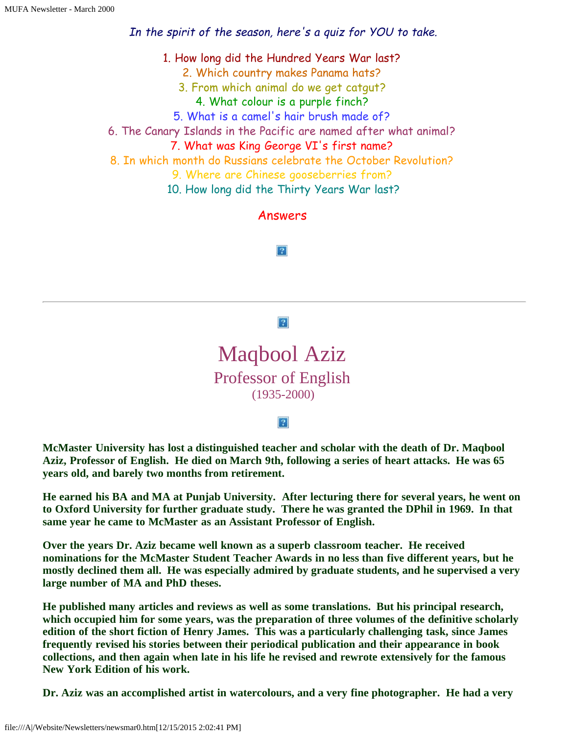*In the spirit of the season, here's a quiz for YOU to take.*

1. How long did the Hundred Years War last?
2. Which country makes Panama hats?
3. From which animal do we get catgut?
4. What colour is a purple finch?
5. What is a camel's hair brush made of?
6. The Canary Islands in the Pacific are named after what animal?
7. What was King George VI's first name?
8. In which month do Russians celebrate the October Revolution?
9. Where are Chinese gooseberries from?
10. How long did the Thirty Years War last?

Answers

---

# Maqbool Aziz

## Professor of English

(1935-2000)

**McMaster University has lost a distinguished teacher and scholar with the death of Dr. Maqbool Aziz, Professor of English. He died on March 9th, following a series of heart attacks. He was 65 years old, and barely two months from retirement.**

**He earned his BA and MA at Punjab University. After lecturing there for several years, he went on to Oxford University for further graduate study. There he was granted the DPhil in 1969. In that same year he came to McMaster as an Assistant Professor of English.**

**Over the years Dr. Aziz became well known as a superb classroom teacher. He received nominations for the McMaster Student Teacher Awards in no less than five different years, but he mostly declined them all. He was especially admired by graduate students, and he supervised a very large number of MA and PhD theses.**

**He published many articles and reviews as well as some translations. But his principal research, which occupied him for some years, was the preparation of three volumes of the definitive scholarly edition of the short fiction of Henry James. This was a particularly challenging task, since James frequently revised his stories between their periodical publication and their appearance in book collections, and then again when late in his life he revised and rewrote extensively for the famous New York Edition of his work.**

**Dr. Aziz was an accomplished artist in watercolours, and a very fine photographer. He had a very**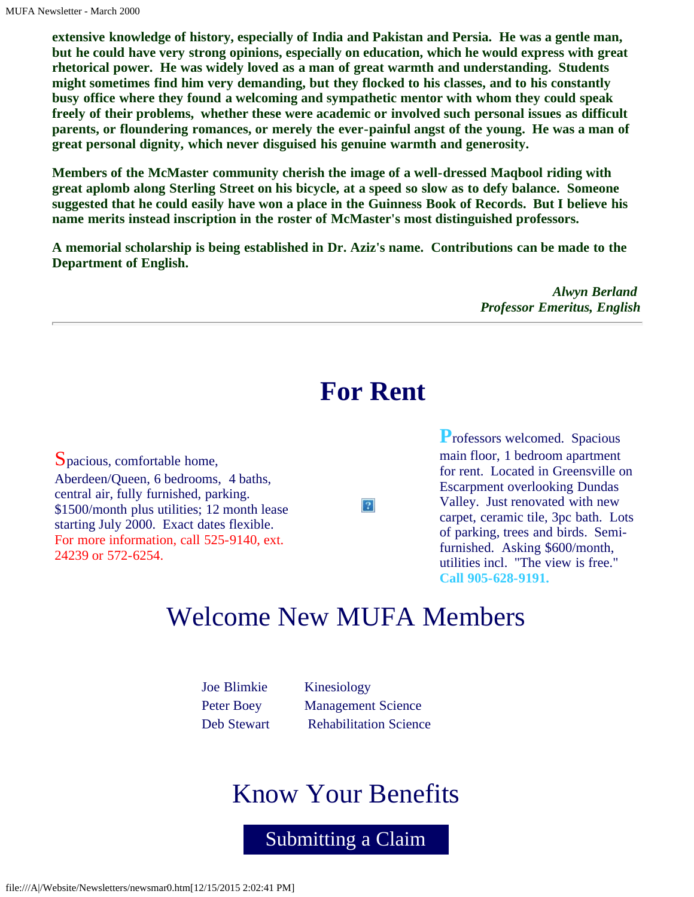**extensive knowledge of history, especially of India and Pakistan and Persia. He was a gentle man, but he could have very strong opinions, especially on education, which he would express with great rhetorical power. He was widely loved as a man of great warmth and understanding. Students might sometimes find him very demanding, but they flocked to his classes, and to his constantly busy office where they found a welcoming and sympathetic mentor with whom they could speak freely of their problems, whether these were academic or involved such personal issues as difficult parents, or floundering romances, or merely the ever-painful angst of the young. He was a man of great personal dignity, which never disguised his genuine warmth and generosity.**

**Members of the McMaster community cherish the image of a well-dressed Maqbool riding with great aplomb along Sterling Street on his bicycle, at a speed so slow as to defy balance. Someone suggested that he could easily have won a place in the Guinness Book of Records. But I believe his name merits instead inscription in the roster of McMaster's most distinguished professors.**

**A memorial scholarship is being established in Dr. Aziz's name. Contributions can be made to the Department of English.**

*Alwyn Berland*
*Professor Emeritus, English*

---

# For Rent

Spacious, comfortable home, Aberdeen/Queen, 6 bedrooms, 4 baths, central air, fully furnished, parking. $1500/month plus utilities; 12 month lease starting July 2000. Exact dates flexible. For more information, call 525-9140, ext. 24239 or 572-6254.

Professors welcomed. Spacious main floor, 1 bedroom apartment for rent. Located in Greensville on Escarpment overlooking Dundas Valley. Just renovated with new carpet, ceramic tile, 3pc bath. Lots of parking, trees and birds. Semi-furnished. Asking $600/month, utilities incl. "The view is free." **Call 905-628-9191.**

# Welcome New MUFA Members

| | |
|---|---|
| Joe Blimkie | Kinesiology |
| Peter Boey | Management Science |
| Deb Stewart | Rehabilitation Science |

# Know Your Benefits

## Submitting a Claim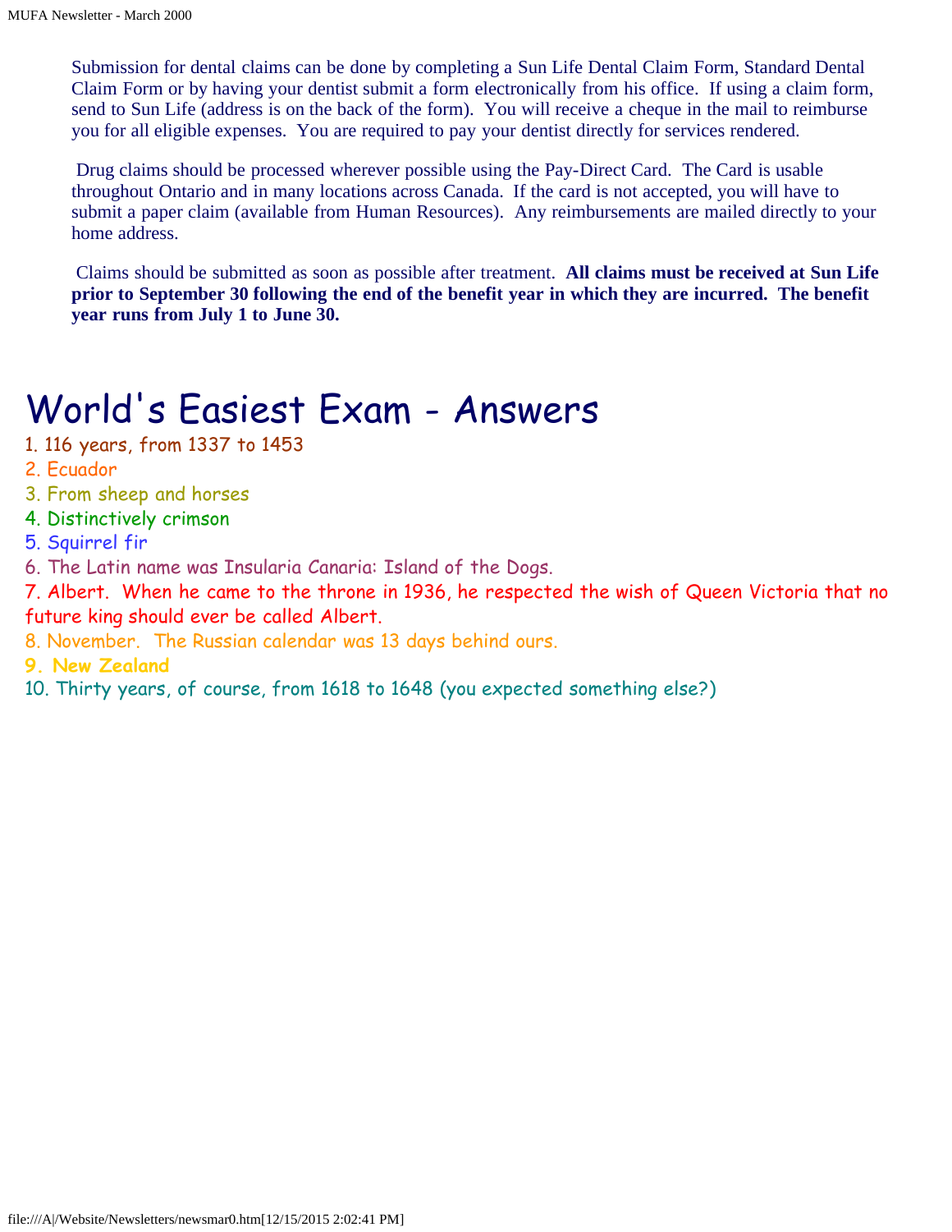Submission for dental claims can be done by completing a Sun Life Dental Claim Form, Standard Dental Claim Form or by having your dentist submit a form electronically from his office. If using a claim form, send to Sun Life (address is on the back of the form). You will receive a cheque in the mail to reimburse you for all eligible expenses. You are required to pay your dentist directly for services rendered.

Drug claims should be processed wherever possible using the Pay-Direct Card. The Card is usable throughout Ontario and in many locations across Canada. If the card is not accepted, you will have to submit a paper claim (available from Human Resources). Any reimbursements are mailed directly to your home address.

Claims should be submitted as soon as possible after treatment. **All claims must be received at Sun Life prior to September 30 following the end of the benefit year in which they are incurred. The benefit year runs from July 1 to June 30.**

# World's Easiest Exam - Answers

1. 116 years, from 1337 to 1453
2. Ecuador
3. From sheep and horses
4. Distinctively crimson
5. Squirrel fir
6. The Latin name was Insularia Canaria: Island of the Dogs.
7. Albert. When he came to the throne in 1936, he respected the wish of Queen Victoria that no future king should ever be called Albert.
8. November. The Russian calendar was 13 days behind ours.
9. **New Zealand**
10. Thirty years, of course, from 1618 to 1648 (you expected something else?)